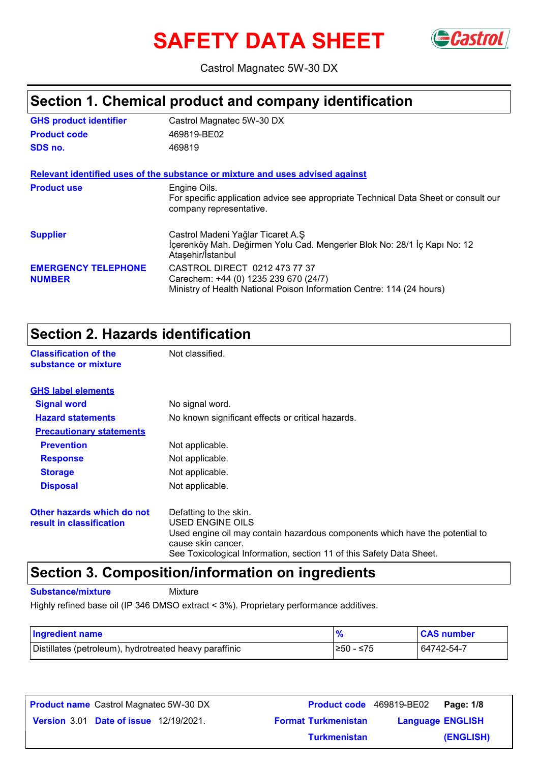# SAFETY DATA SHEET

Castrol Magnatec 5W-30 DX

## Section 1. Chemical product and company identification

| | |
|---|---|
| **GHS product identifier** | Castrol Magnatec 5W-30 DX |
| **Product code** | 469819-BE02 |
| **SDS no.** | 469819 |

**Relevant identified uses of the substance or mixture and uses advised against**

| | |
|---|---|
| **Product use** | Engine Oils.<br>For specific application advice see appropriate Technical Data Sheet or consult our company representative. |
| **Supplier** | Castrol Madeni Yağlar Ticaret A.Ş<br>İçerenköy Mah. Değirmen Yolu Cad. Mengerler Blok No: 28/1 İç Kapı No: 12 Ataşehir/İstanbul |
| **EMERGENCY TELEPHONE NUMBER** | CASTROL DIRECT 0212 473 77 37<br>Carechem: +44 (0) 1235 239 670 (24/7)<br>Ministry of Health National Poison Information Centre: 114 (24 hours) |

## Section 2. Hazards identification

| | |
|---|---|
| **Classification of the substance or mixture** | Not classified. |

**GHS label elements**

| | |
|---|---|
| **Signal word** | No signal word. |
| **Hazard statements** | No known significant effects or critical hazards. |

**Precautionary statements**

| | |
|---|---|
| **Prevention** | Not applicable. |
| **Response** | Not applicable. |
| **Storage** | Not applicable. |
| **Disposal** | Not applicable. |

| | |
|---|---|
| **Other hazards which do not result in classification** | Defatting to the skin.<br>USED ENGINE OILS<br>Used engine oil may contain hazardous components which have the potential to cause skin cancer.<br>See Toxicological Information, section 11 of this Safety Data Sheet. |

## Section 3. Composition/information on ingredients

**Substance/mixture** Mixture

Highly refined base oil (IP 346 DMSO extract < 3%). Proprietary performance additives.

| Ingredient name | % | CAS number |
|---|---|---|
| Distillates (petroleum), hydrotreated heavy paraffinic | ≥50 - ≤75 | 64742-54-7 |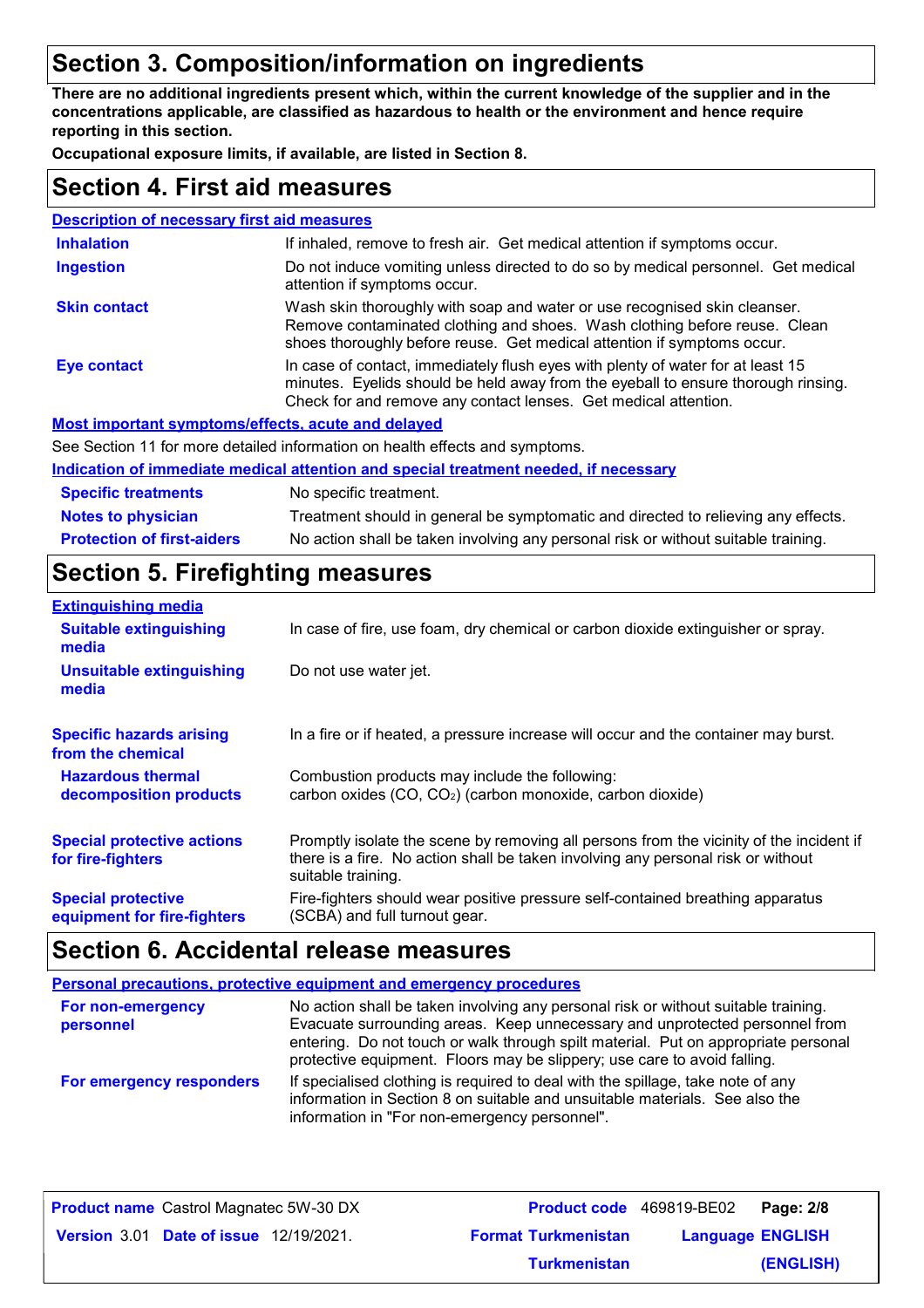# Section 3. Composition/information on ingredients

**There are no additional ingredients present which, within the current knowledge of the supplier and in the concentrations applicable, are classified as hazardous to health or the environment and hence require reporting in this section.**

**Occupational exposure limits, if available, are listed in Section 8.**

# Section 4. First aid measures

### Description of necessary first aid measures

| | |
|---|---|
| **Inhalation** | If inhaled, remove to fresh air. Get medical attention if symptoms occur. |
| **Ingestion** | Do not induce vomiting unless directed to do so by medical personnel. Get medical attention if symptoms occur. |
| **Skin contact** | Wash skin thoroughly with soap and water or use recognised skin cleanser. Remove contaminated clothing and shoes. Wash clothing before reuse. Clean shoes thoroughly before reuse. Get medical attention if symptoms occur. |
| **Eye contact** | In case of contact, immediately flush eyes with plenty of water for at least 15 minutes. Eyelids should be held away from the eyeball to ensure thorough rinsing. Check for and remove any contact lenses. Get medical attention. |

### Most important symptoms/effects, acute and delayed

See Section 11 for more detailed information on health effects and symptoms.

### Indication of immediate medical attention and special treatment needed, if necessary

| | |
|---|---|
| **Specific treatments** | No specific treatment. |
| **Notes to physician** | Treatment should in general be symptomatic and directed to relieving any effects. |
| **Protection of first-aiders** | No action shall be taken involving any personal risk or without suitable training. |

# Section 5. Firefighting measures

### Extinguishing media

| | |
|---|---|
| **Suitable extinguishing media** | In case of fire, use foam, dry chemical or carbon dioxide extinguisher or spray. |
| **Unsuitable extinguishing media** | Do not use water jet. |
| **Specific hazards arising from the chemical** | In a fire or if heated, a pressure increase will occur and the container may burst. |
| **Hazardous thermal decomposition products** | Combustion products may include the following: carbon oxides ($CO$, $CO_2$) (carbon monoxide, carbon dioxide) |
| **Special protective actions for fire-fighters** | Promptly isolate the scene by removing all persons from the vicinity of the incident if there is a fire. No action shall be taken involving any personal risk or without suitable training. |
| **Special protective equipment for fire-fighters** | Fire-fighters should wear positive pressure self-contained breathing apparatus (SCBA) and full turnout gear. |

# Section 6. Accidental release measures

### Personal precautions, protective equipment and emergency procedures

| | |
|---|---|
| **For non-emergency personnel** | No action shall be taken involving any personal risk or without suitable training. Evacuate surrounding areas. Keep unnecessary and unprotected personnel from entering. Do not touch or walk through spilt material. Put on appropriate personal protective equipment. Floors may be slippery; use care to avoid falling. |
| **For emergency responders** | If specialised clothing is required to deal with the spillage, take note of any information in Section 8 on suitable and unsuitable materials. See also the information in "For non-emergency personnel". |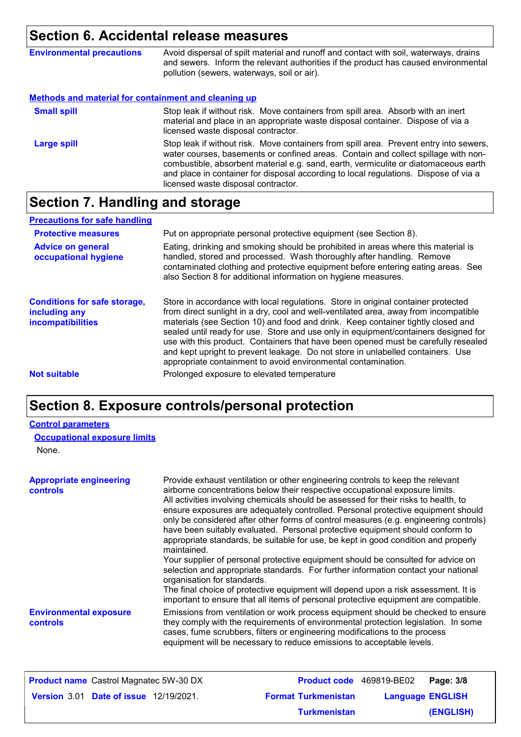## Section 6. Accidental release measures

**Environmental precautions**

Avoid dispersal of spilt material and runoff and contact with soil, waterways, drains and sewers. Inform the relevant authorities if the product has caused environmental pollution (sewers, waterways, soil or air).

### Methods and material for containment and cleaning up

**Small spill**

Stop leak if without risk. Move containers from spill area. Absorb with an inert material and place in an appropriate waste disposal container. Dispose of via a licensed waste disposal contractor.

**Large spill**

Stop leak if without risk. Move containers from spill area. Prevent entry into sewers, water courses, basements or confined areas. Contain and collect spillage with non-combustible, absorbent material e.g. sand, earth, vermiculite or diatomaceous earth and place in container for disposal according to local regulations. Dispose of via a licensed waste disposal contractor.

## Section 7. Handling and storage

### Precautions for safe handling

**Protective measures**

Put on appropriate personal protective equipment (see Section 8).

**Advice on general occupational hygiene**

Eating, drinking and smoking should be prohibited in areas where this material is handled, stored and processed. Wash thoroughly after handling. Remove contaminated clothing and protective equipment before entering eating areas. See also Section 8 for additional information on hygiene measures.

**Conditions for safe storage, including any incompatibilities**

Store in accordance with local regulations. Store in original container protected from direct sunlight in a dry, cool and well-ventilated area, away from incompatible materials (see Section 10) and food and drink. Keep container tightly closed and sealed until ready for use. Store and use only in equipment/containers designed for use with this product. Containers that have been opened must be carefully resealed and kept upright to prevent leakage. Do not store in unlabelled containers. Use appropriate containment to avoid environmental contamination.

**Not suitable**

Prolonged exposure to elevated temperature

## Section 8. Exposure controls/personal protection

### Control parameters

#### Occupational exposure limits

None.

**Appropriate engineering controls**

Provide exhaust ventilation or other engineering controls to keep the relevant airborne concentrations below their respective occupational exposure limits.
All activities involving chemicals should be assessed for their risks to health, to ensure exposures are adequately controlled. Personal protective equipment should only be considered after other forms of control measures (e.g. engineering controls) have been suitably evaluated. Personal protective equipment should conform to appropriate standards, be suitable for use, be kept in good condition and properly maintained.
Your supplier of personal protective equipment should be consulted for advice on selection and appropriate standards. For further information contact your national organisation for standards.
The final choice of protective equipment will depend upon a risk assessment. It is important to ensure that all items of personal protective equipment are compatible.

**Environmental exposure controls**

Emissions from ventilation or work process equipment should be checked to ensure they comply with the requirements of environmental protection legislation. In some cases, fume scrubbers, filters or engineering modifications to the process equipment will be necessary to reduce emissions to acceptable levels.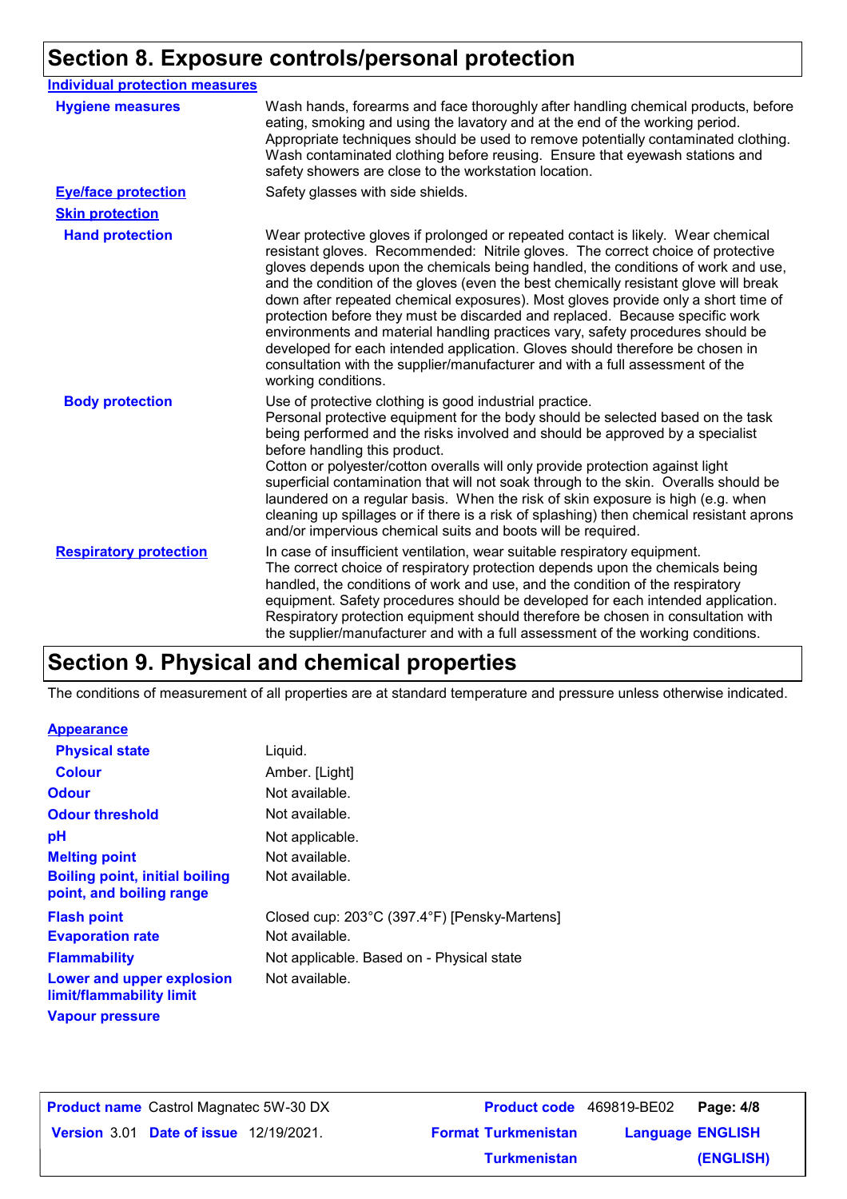## Section 8. Exposure controls/personal protection

**Individual protection measures**

| | |
|---|---|
| **Hygiene measures** | Wash hands, forearms and face thoroughly after handling chemical products, before eating, smoking and using the lavatory and at the end of the working period. Appropriate techniques should be used to remove potentially contaminated clothing. Wash contaminated clothing before reusing. Ensure that eyewash stations and safety showers are close to the workstation location. |
| **Eye/face protection** | Safety glasses with side shields. |
| **Skin protection** | |
| **Hand protection** | Wear protective gloves if prolonged or repeated contact is likely. Wear chemical resistant gloves. Recommended: Nitrile gloves. The correct choice of protective gloves depends upon the chemicals being handled, the conditions of work and use, and the condition of the gloves (even the best chemically resistant glove will break down after repeated chemical exposures). Most gloves provide only a short time of protection before they must be discarded and replaced. Because specific work environments and material handling practices vary, safety procedures should be developed for each intended application. Gloves should therefore be chosen in consultation with the supplier/manufacturer and with a full assessment of the working conditions. |
| **Body protection** | Use of protective clothing is good industrial practice. Personal protective equipment for the body should be selected based on the task being performed and the risks involved and should be approved by a specialist before handling this product. Cotton or polyester/cotton overalls will only provide protection against light superficial contamination that will not soak through to the skin. Overalls should be laundered on a regular basis. When the risk of skin exposure is high (e.g. when cleaning up spillages or if there is a risk of splashing) then chemical resistant aprons and/or impervious chemical suits and boots will be required. |
| **Respiratory protection** | In case of insufficient ventilation, wear suitable respiratory equipment. The correct choice of respiratory protection depends upon the chemicals being handled, the conditions of work and use, and the condition of the respiratory equipment. Safety procedures should be developed for each intended application. Respiratory protection equipment should therefore be chosen in consultation with the supplier/manufacturer and with a full assessment of the working conditions. |

## Section 9. Physical and chemical properties

The conditions of measurement of all properties are at standard temperature and pressure unless otherwise indicated.

| | |
|---|---|
| **Appearance** | |
| **Physical state** | Liquid. |
| **Colour** | Amber. [Light] |
| **Odour** | Not available. |
| **Odour threshold** | Not available. |
| **pH** | Not applicable. |
| **Melting point** | Not available. |
| **Boiling point, initial boiling point, and boiling range** | Not available. |
| **Flash point** | Closed cup: 203°C (397.4°F) [Pensky-Martens] |
| **Evaporation rate** | Not available. |
| **Flammability** | Not applicable. Based on - Physical state |
| **Lower and upper explosion limit/flammability limit** | Not available. |
| **Vapour pressure** | |

**Product name** Castrol Magnatec 5W-30 DX | **Product code** 469819-BE02 | **Version** 3.01 | **Date of issue** 12/19/2021. | **Format** Turkmenistan Turkmenistan | **Language** ENGLISH (ENGLISH)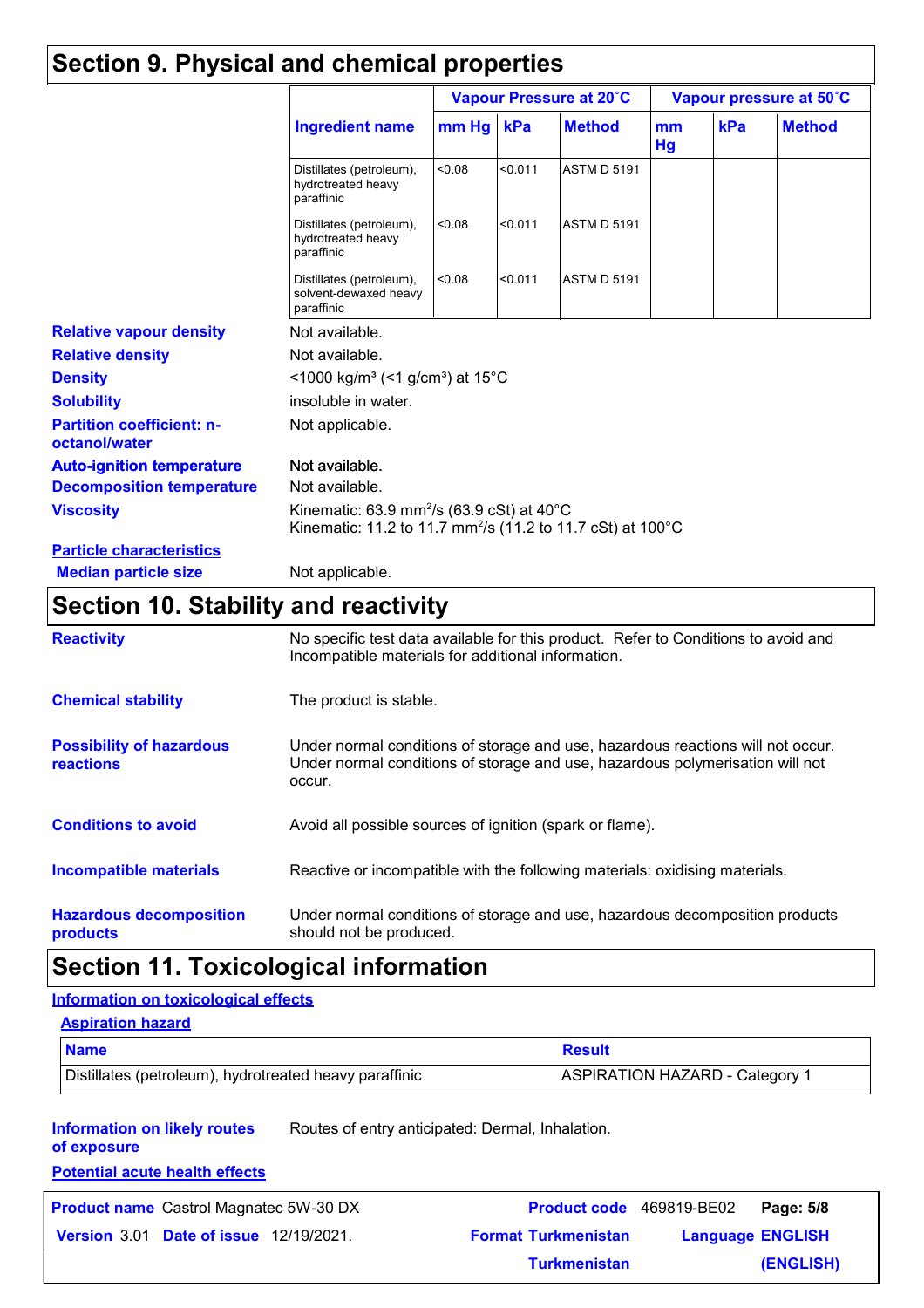## Section 9. Physical and chemical properties

| Ingredient name | Vapour Pressure at 20˚C | | | Vapour pressure at 50˚C | | |
|---|---|---|---|---|---|---|
| | mm Hg | kPa | Method | mm Hg | kPa | Method |
| Distillates (petroleum), hydrotreated heavy paraffinic | <0.08 | <0.011 | ASTM D 5191 | | | |
| Distillates (petroleum), hydrotreated heavy paraffinic | <0.08 | <0.011 | ASTM D 5191 | | | |
| Distillates (petroleum), solvent-dewaxed heavy paraffinic | <0.08 | <0.011 | ASTM D 5191 | | | |

**Relative vapour density** Not available.

**Relative density** Not available.

**Density** <1000 kg/m³ (<1 g/cm³) at 15°C

**Solubility** insoluble in water.

**Partition coefficient: n-octanol/water** Not applicable.

**Auto-ignition temperature** Not available.

**Decomposition temperature** Not available.

**Viscosity** Kinematic: 63.9 mm²/s (63.9 cSt) at 40°C
Kinematic: 11.2 to 11.7 mm²/s (11.2 to 11.7 cSt) at 100°C

**Particle characteristics**

**Median particle size** Not applicable.

## Section 10. Stability and reactivity

**Reactivity** No specific test data available for this product. Refer to Conditions to avoid and Incompatible materials for additional information.

**Chemical stability** The product is stable.

**Possibility of hazardous reactions** Under normal conditions of storage and use, hazardous reactions will not occur. Under normal conditions of storage and use, hazardous polymerisation will not occur.

**Conditions to avoid** Avoid all possible sources of ignition (spark or flame).

**Incompatible materials** Reactive or incompatible with the following materials: oxidising materials.

**Hazardous decomposition products** Under normal conditions of storage and use, hazardous decomposition products should not be produced.

## Section 11. Toxicological information

**Information on toxicological effects**

**Aspiration hazard**

| Name | Result |
|---|---|
| Distillates (petroleum), hydrotreated heavy paraffinic | ASPIRATION HAZARD - Category 1 |

**Information on likely routes of exposure** Routes of entry anticipated: Dermal, Inhalation.

**Potential acute health effects**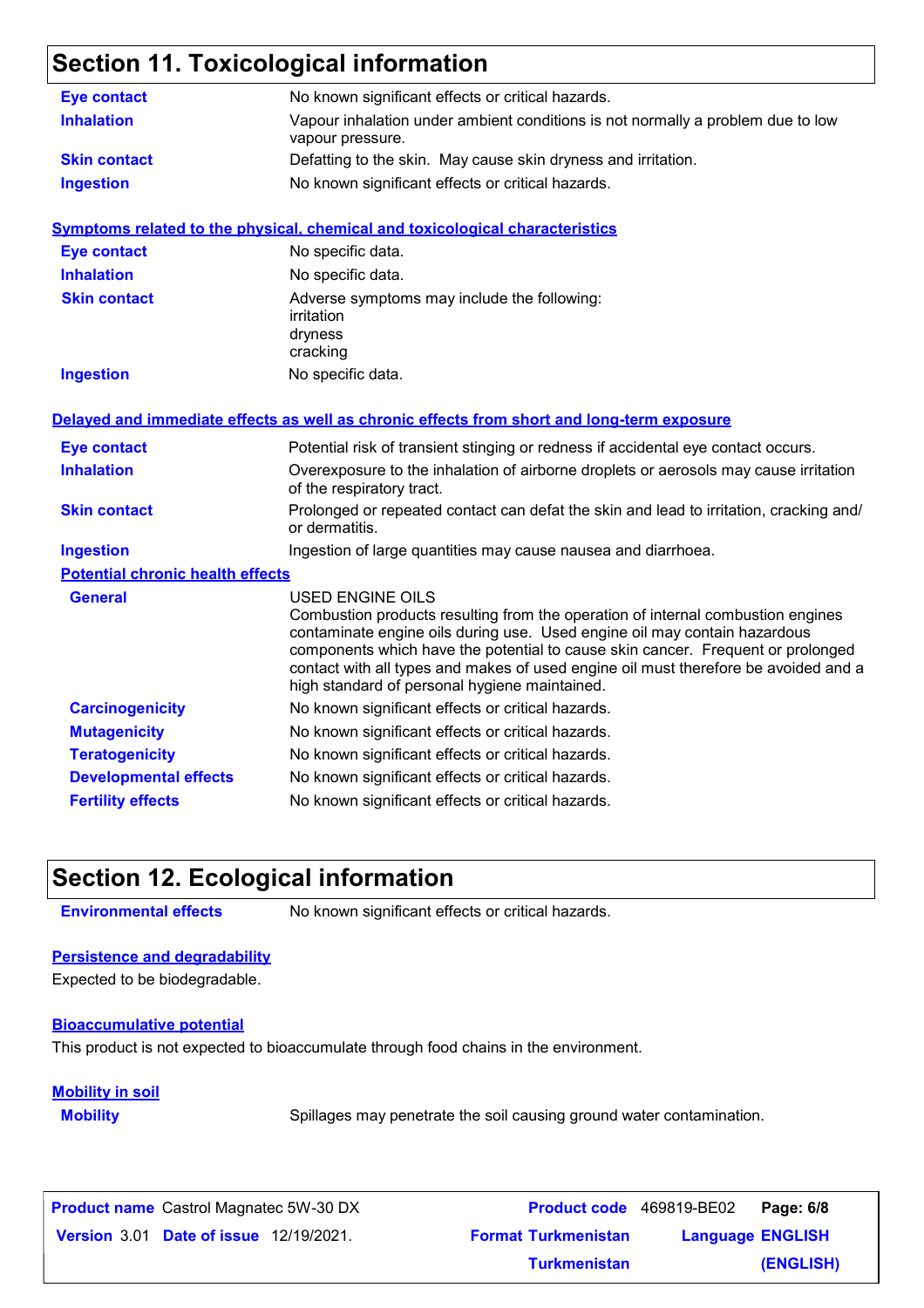# Section 11. Toxicological information

| | |
|---|---|
| **Eye contact** | No known significant effects or critical hazards. |
| **Inhalation** | Vapour inhalation under ambient conditions is not normally a problem due to low vapour pressure. |
| **Skin contact** | Defatting to the skin. May cause skin dryness and irritation. |
| **Ingestion** | No known significant effects or critical hazards. |

## Symptoms related to the physical, chemical and toxicological characteristics

| | |
|---|---|
| **Eye contact** | No specific data. |
| **Inhalation** | No specific data. |
| **Skin contact** | Adverse symptoms may include the following:<br>irritation<br>dryness<br>cracking |
| **Ingestion** | No specific data. |

## Delayed and immediate effects as well as chronic effects from short and long-term exposure

| | |
|---|---|
| **Eye contact** | Potential risk of transient stinging or redness if accidental eye contact occurs. |
| **Inhalation** | Overexposure to the inhalation of airborne droplets or aerosols may cause irritation of the respiratory tract. |
| **Skin contact** | Prolonged or repeated contact can defat the skin and lead to irritation, cracking and/ or dermatitis. |
| **Ingestion** | Ingestion of large quantities may cause nausea and diarrhoea. |

### Potential chronic health effects

| | |
|---|---|
| **General** | USED ENGINE OILS<br>Combustion products resulting from the operation of internal combustion engines contaminate engine oils during use. Used engine oil may contain hazardous components which have the potential to cause skin cancer. Frequent or prolonged contact with all types and makes of used engine oil must therefore be avoided and a high standard of personal hygiene maintained. |
| **Carcinogenicity** | No known significant effects or critical hazards. |
| **Mutagenicity** | No known significant effects or critical hazards. |
| **Teratogenicity** | No known significant effects or critical hazards. |
| **Developmental effects** | No known significant effects or critical hazards. |
| **Fertility effects** | No known significant effects or critical hazards. |

# Section 12. Ecological information

**Environmental effects** No known significant effects or critical hazards.

## Persistence and degradability

Expected to be biodegradable.

## Bioaccumulative potential

This product is not expected to bioaccumulate through food chains in the environment.

## Mobility in soil

**Mobility** Spillages may penetrate the soil causing ground water contamination.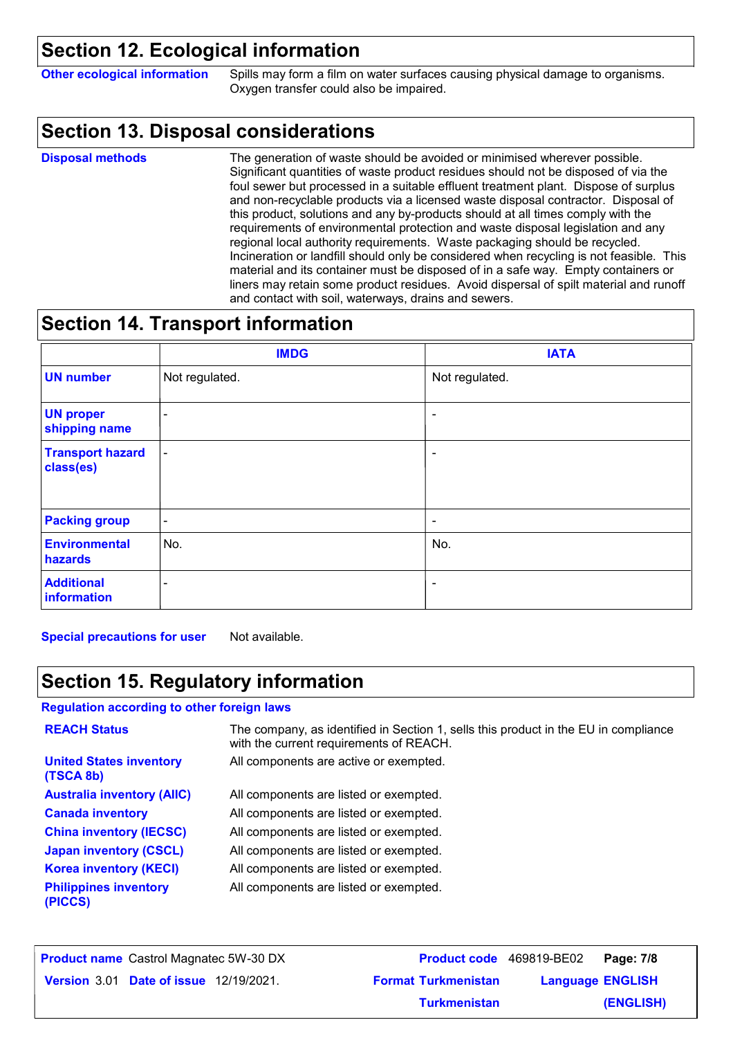## Section 12. Ecological information

**Other ecological information** Spills may form a film on water surfaces causing physical damage to organisms. Oxygen transfer could also be impaired.

## Section 13. Disposal considerations

**Disposal methods** The generation of waste should be avoided or minimised wherever possible. Significant quantities of waste product residues should not be disposed of via the foul sewer but processed in a suitable effluent treatment plant. Dispose of surplus and non-recyclable products via a licensed waste disposal contractor. Disposal of this product, solutions and any by-products should at all times comply with the requirements of environmental protection and waste disposal legislation and any regional local authority requirements. Waste packaging should be recycled. Incineration or landfill should only be considered when recycling is not feasible. This material and its container must be disposed of in a safe way. Empty containers or liners may retain some product residues. Avoid dispersal of spilt material and runoff and contact with soil, waterways, drains and sewers.

## Section 14. Transport information

| | IMDG | IATA |
|---|---|---|
| **UN number** | Not regulated. | Not regulated. |
| **UN proper shipping name** | - | - |
| **Transport hazard class(es)** | - | - |
| **Packing group** | - | - |
| **Environmental hazards** | No. | No. |
| **Additional information** | - | - |

**Special precautions for user** Not available.

## Section 15. Regulatory information

**Regulation according to other foreign laws**

| | |
|---|---|
| **REACH Status** | The company, as identified in Section 1, sells this product in the EU in compliance with the current requirements of REACH. |
| **United States inventory (TSCA 8b)** | All components are active or exempted. |
| **Australia inventory (AIIC)** | All components are listed or exempted. |
| **Canada inventory** | All components are listed or exempted. |
| **China inventory (IECSC)** | All components are listed or exempted. |
| **Japan inventory (CSCL)** | All components are listed or exempted. |
| **Korea inventory (KECI)** | All components are listed or exempted. |
| **Philippines inventory (PICCS)** | All components are listed or exempted. |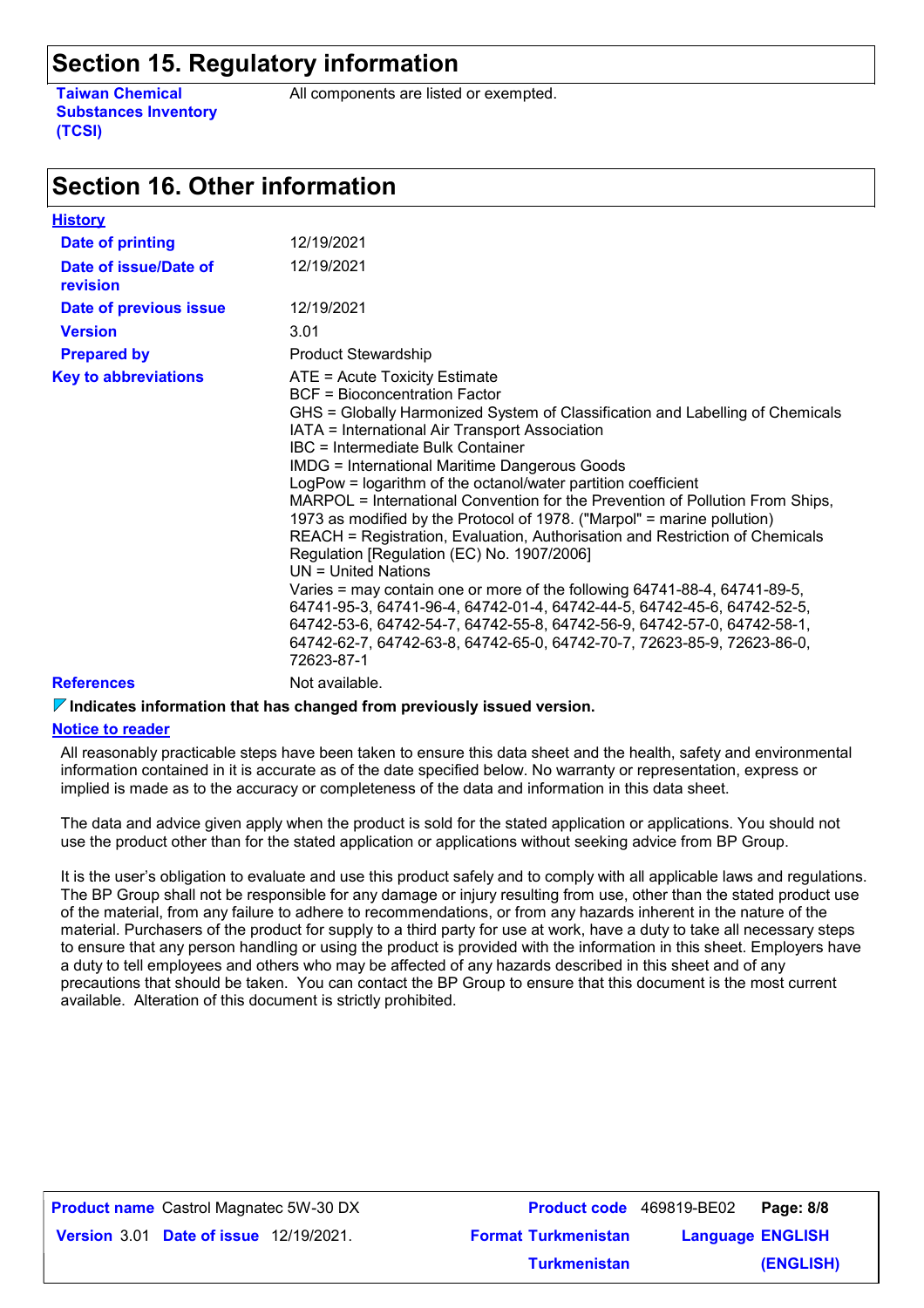## Section 15. Regulatory information

**Taiwan Chemical Substances Inventory (TCSI)** All components are listed or exempted.

## Section 16. Other information

**History**

| | |
|---|---|
| **Date of printing** | 12/19/2021 |
| **Date of issue/Date of revision** | 12/19/2021 |
| **Date of previous issue** | 12/19/2021 |
| **Version** | 3.01 |
| **Prepared by** | Product Stewardship |

**Key to abbreviations**

ATE = Acute Toxicity Estimate
BCF = Bioconcentration Factor
GHS = Globally Harmonized System of Classification and Labelling of Chemicals
IATA = International Air Transport Association
IBC = Intermediate Bulk Container
IMDG = International Maritime Dangerous Goods
LogPow = logarithm of the octanol/water partition coefficient
MARPOL = International Convention for the Prevention of Pollution From Ships, 1973 as modified by the Protocol of 1978. ("Marpol" = marine pollution)
REACH = Registration, Evaluation, Authorisation and Restriction of Chemicals Regulation [Regulation (EC) No. 1907/2006]
UN = United Nations
Varies = may contain one or more of the following 64741-88-4, 64741-89-5, 64741-95-3, 64741-96-4, 64742-01-4, 64742-44-5, 64742-45-6, 64742-52-5, 64742-53-6, 64742-54-7, 64742-55-8, 64742-56-9, 64742-57-0, 64742-58-1, 64742-62-7, 64742-63-8, 64742-65-0, 64742-70-7, 72623-85-9, 72623-86-0, 72623-87-1

**References** Not available.

**Indicates information that has changed from previously issued version.**

**Notice to reader**

All reasonably practicable steps have been taken to ensure this data sheet and the health, safety and environmental information contained in it is accurate as of the date specified below. No warranty or representation, express or implied is made as to the accuracy or completeness of the data and information in this data sheet.

The data and advice given apply when the product is sold for the stated application or applications. You should not use the product other than for the stated application or applications without seeking advice from BP Group.

It is the user's obligation to evaluate and use this product safely and to comply with all applicable laws and regulations. The BP Group shall not be responsible for any damage or injury resulting from use, other than the stated product use of the material, from any failure to adhere to recommendations, or from any hazards inherent in the nature of the material. Purchasers of the product for supply to a third party for use at work, have a duty to take all necessary steps to ensure that any person handling or using the product is provided with the information in this sheet. Employers have a duty to tell employees and others who may be affected of any hazards described in this sheet and of any precautions that should be taken. You can contact the BP Group to ensure that this document is the most current available. Alteration of this document is strictly prohibited.